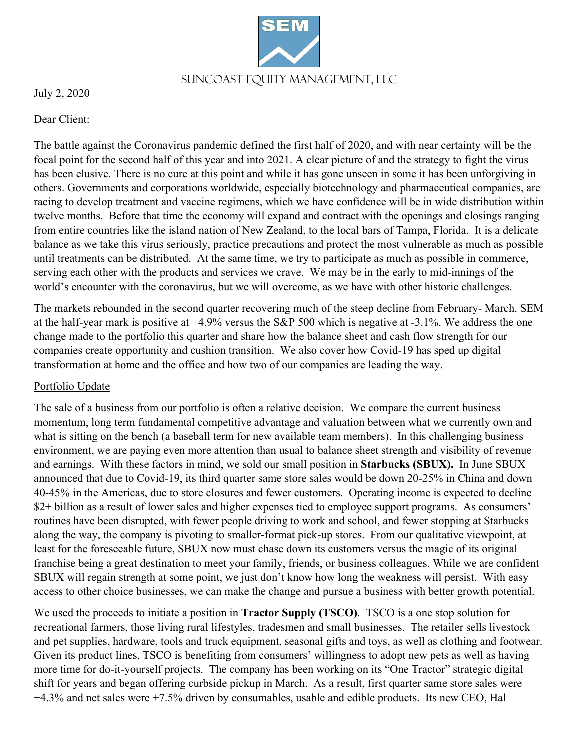SUNCOAST EQUITY MANAGEMENT, LLC

July 2, 2020

Dear Client:

The battle against the Coronavirus pandemic defined the first half of 2020, and with near certainty will be the focal point for the second half of this year and into 2021. A clear picture of and the strategy to fight the virus has been elusive. There is no cure at this point and while it has gone unseen in some it has been unforgiving in others. Governments and corporations worldwide, especially biotechnology and pharmaceutical companies, are racing to develop treatment and vaccine regimens, which we have confidence will be in wide distribution within twelve months. Before that time the economy will expand and contract with the openings and closings ranging from entire countries like the island nation of New Zealand, to the local bars of Tampa, Florida. It is a delicate balance as we take this virus seriously, practice precautions and protect the most vulnerable as much as possible until treatments can be distributed. At the same time, we try to participate as much as possible in commerce, serving each other with the products and services we crave. We may be in the early to mid-innings of the world's encounter with the coronavirus, but we will overcome, as we have with other historic challenges.

The markets rebounded in the second quarter recovering much of the steep decline from February- March. SEM at the half-year mark is positive at +4.9% versus the S&P 500 which is negative at -3.1%. We address the one change made to the portfolio this quarter and share how the balance sheet and cash flow strength for our companies create opportunity and cushion transition. We also cover how Covid-19 has sped up digital transformation at home and the office and how two of our companies are leading the way.

## Portfolio Update

The sale of a business from our portfolio is often a relative decision. We compare the current business momentum, long term fundamental competitive advantage and valuation between what we currently own and what is sitting on the bench (a baseball term for new available team members). In this challenging business environment, we are paying even more attention than usual to balance sheet strength and visibility of revenue and earnings. With these factors in mind, we sold our small position in **Starbucks (SBUX).** In June SBUX announced that due to Covid-19, its third quarter same store sales would be down 20-25% in China and down 40-45% in the Americas, due to store closures and fewer customers. Operating income is expected to decline $2+ billion as a result of lower sales and higher expenses tied to employee support programs. As consumers' routines have been disrupted, with fewer people driving to work and school, and fewer stopping at Starbucks along the way, the company is pivoting to smaller-format pick-up stores. From our qualitative viewpoint, at least for the foreseeable future, SBUX now must chase down its customers versus the magic of its original franchise being a great destination to meet your family, friends, or business colleagues. While we are confident SBUX will regain strength at some point, we just don't know how long the weakness will persist. With easy access to other choice businesses, we can make the change and pursue a business with better growth potential.

We used the proceeds to initiate a position in **Tractor Supply (TSCO)**. TSCO is a one stop solution for recreational farmers, those living rural lifestyles, tradesmen and small businesses. The retailer sells livestock and pet supplies, hardware, tools and truck equipment, seasonal gifts and toys, as well as clothing and footwear. Given its product lines, TSCO is benefiting from consumers' willingness to adopt new pets as well as having more time for do-it-yourself projects. The company has been working on its "One Tractor" strategic digital shift for years and began offering curbside pickup in March. As a result, first quarter same store sales were +4.3% and net sales were +7.5% driven by consumables, usable and edible products. Its new CEO, Hal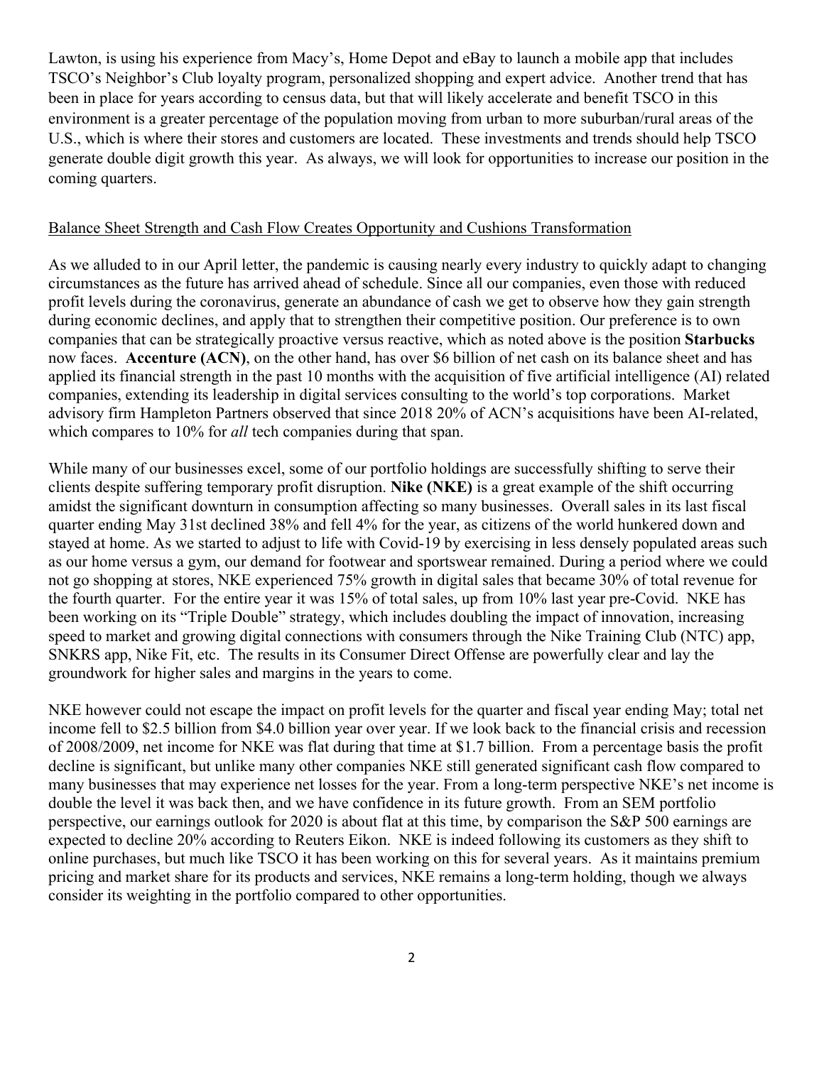Lawton, is using his experience from Macy's, Home Depot and eBay to launch a mobile app that includes TSCO's Neighbor's Club loyalty program, personalized shopping and expert advice. Another trend that has been in place for years according to census data, but that will likely accelerate and benefit TSCO in this environment is a greater percentage of the population moving from urban to more suburban/rural areas of the U.S., which is where their stores and customers are located. These investments and trends should help TSCO generate double digit growth this year. As always, we will look for opportunities to increase our position in the coming quarters.

## Balance Sheet Strength and Cash Flow Creates Opportunity and Cushions Transformation

As we alluded to in our April letter, the pandemic is causing nearly every industry to quickly adapt to changing circumstances as the future has arrived ahead of schedule. Since all our companies, even those with reduced profit levels during the coronavirus, generate an abundance of cash we get to observe how they gain strength during economic declines, and apply that to strengthen their competitive position. Our preference is to own companies that can be strategically proactive versus reactive, which as noted above is the position **Starbucks** now faces. **Accenture (ACN)**, on the other hand, has over $6 billion of net cash on its balance sheet and has applied its financial strength in the past 10 months with the acquisition of five artificial intelligence (AI) related companies, extending its leadership in digital services consulting to the world's top corporations. Market advisory firm Hampleton Partners observed that since 2018 20% of ACN's acquisitions have been AI-related, which compares to 10% for *all* tech companies during that span.

While many of our businesses excel, some of our portfolio holdings are successfully shifting to serve their clients despite suffering temporary profit disruption. **Nike (NKE)** is a great example of the shift occurring amidst the significant downturn in consumption affecting so many businesses. Overall sales in its last fiscal quarter ending May 31st declined 38% and fell 4% for the year, as citizens of the world hunkered down and stayed at home. As we started to adjust to life with Covid-19 by exercising in less densely populated areas such as our home versus a gym, our demand for footwear and sportswear remained. During a period where we could not go shopping at stores, NKE experienced 75% growth in digital sales that became 30% of total revenue for the fourth quarter. For the entire year it was 15% of total sales, up from 10% last year pre-Covid. NKE has been working on its "Triple Double" strategy, which includes doubling the impact of innovation, increasing speed to market and growing digital connections with consumers through the Nike Training Club (NTC) app, SNKRS app, Nike Fit, etc. The results in its Consumer Direct Offense are powerfully clear and lay the groundwork for higher sales and margins in the years to come.

NKE however could not escape the impact on profit levels for the quarter and fiscal year ending May; total net income fell to $2.5 billion from $4.0 billion year over year. If we look back to the financial crisis and recession of 2008/2009, net income for NKE was flat during that time at $1.7 billion. From a percentage basis the profit decline is significant, but unlike many other companies NKE still generated significant cash flow compared to many businesses that may experience net losses for the year. From a long-term perspective NKE's net income is double the level it was back then, and we have confidence in its future growth. From an SEM portfolio perspective, our earnings outlook for 2020 is about flat at this time, by comparison the S&P 500 earnings are expected to decline 20% according to Reuters Eikon. NKE is indeed following its customers as they shift to online purchases, but much like TSCO it has been working on this for several years. As it maintains premium pricing and market share for its products and services, NKE remains a long-term holding, though we always consider its weighting in the portfolio compared to other opportunities.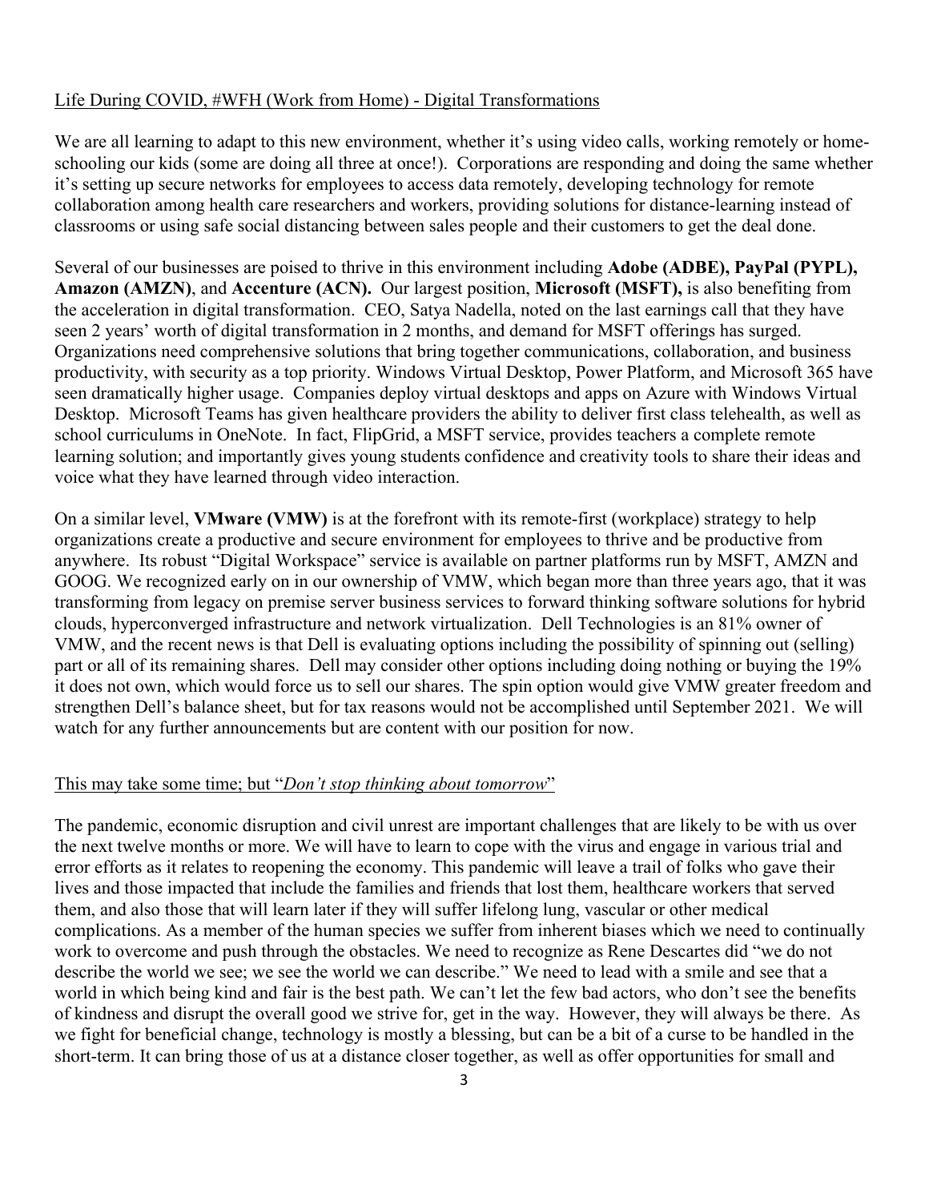## <u>Life During COVID, #WFH (Work from Home) - Digital Transformations</u>

We are all learning to adapt to this new environment, whether it's using video calls, working remotely or home-schooling our kids (some are doing all three at once!). Corporations are responding and doing the same whether it's setting up secure networks for employees to access data remotely, developing technology for remote collaboration among health care researchers and workers, providing solutions for distance-learning instead of classrooms or using safe social distancing between sales people and their customers to get the deal done.

Several of our businesses are poised to thrive in this environment including **Adobe (ADBE), PayPal (PYPL), Amazon (AMZN)**, and **Accenture (ACN).** Our largest position, **Microsoft (MSFT),** is also benefiting from the acceleration in digital transformation. CEO, Satya Nadella, noted on the last earnings call that they have seen 2 years' worth of digital transformation in 2 months, and demand for MSFT offerings has surged. Organizations need comprehensive solutions that bring together communications, collaboration, and business productivity, with security as a top priority. Windows Virtual Desktop, Power Platform, and Microsoft 365 have seen dramatically higher usage. Companies deploy virtual desktops and apps on Azure with Windows Virtual Desktop. Microsoft Teams has given healthcare providers the ability to deliver first class telehealth, as well as school curriculums in OneNote. In fact, FlipGrid, a MSFT service, provides teachers a complete remote learning solution; and importantly gives young students confidence and creativity tools to share their ideas and voice what they have learned through video interaction.

On a similar level, **VMware (VMW)** is at the forefront with its remote-first (workplace) strategy to help organizations create a productive and secure environment for employees to thrive and be productive from anywhere. Its robust "Digital Workspace" service is available on partner platforms run by MSFT, AMZN and GOOG. We recognized early on in our ownership of VMW, which began more than three years ago, that it was transforming from legacy on premise server business services to forward thinking software solutions for hybrid clouds, hyperconverged infrastructure and network virtualization. Dell Technologies is an 81% owner of VMW, and the recent news is that Dell is evaluating options including the possibility of spinning out (selling) part or all of its remaining shares. Dell may consider other options including doing nothing or buying the 19% it does not own, which would force us to sell our shares. The spin option would give VMW greater freedom and strengthen Dell's balance sheet, but for tax reasons would not be accomplished until September 2021. We will watch for any further announcements but are content with our position for now.

## <u>This may take some time; but "*Don't stop thinking about tomorrow*"</u>

The pandemic, economic disruption and civil unrest are important challenges that are likely to be with us over the next twelve months or more. We will have to learn to cope with the virus and engage in various trial and error efforts as it relates to reopening the economy. This pandemic will leave a trail of folks who gave their lives and those impacted that include the families and friends that lost them, healthcare workers that served them, and also those that will learn later if they will suffer lifelong lung, vascular or other medical complications. As a member of the human species we suffer from inherent biases which we need to continually work to overcome and push through the obstacles. We need to recognize as Rene Descartes did "we do not describe the world we see; we see the world we can describe." We need to lead with a smile and see that a world in which being kind and fair is the best path. We can't let the few bad actors, who don't see the benefits of kindness and disrupt the overall good we strive for, get in the way. However, they will always be there. As we fight for beneficial change, technology is mostly a blessing, but can be a bit of a curse to be handled in the short-term. It can bring those of us at a distance closer together, as well as offer opportunities for small and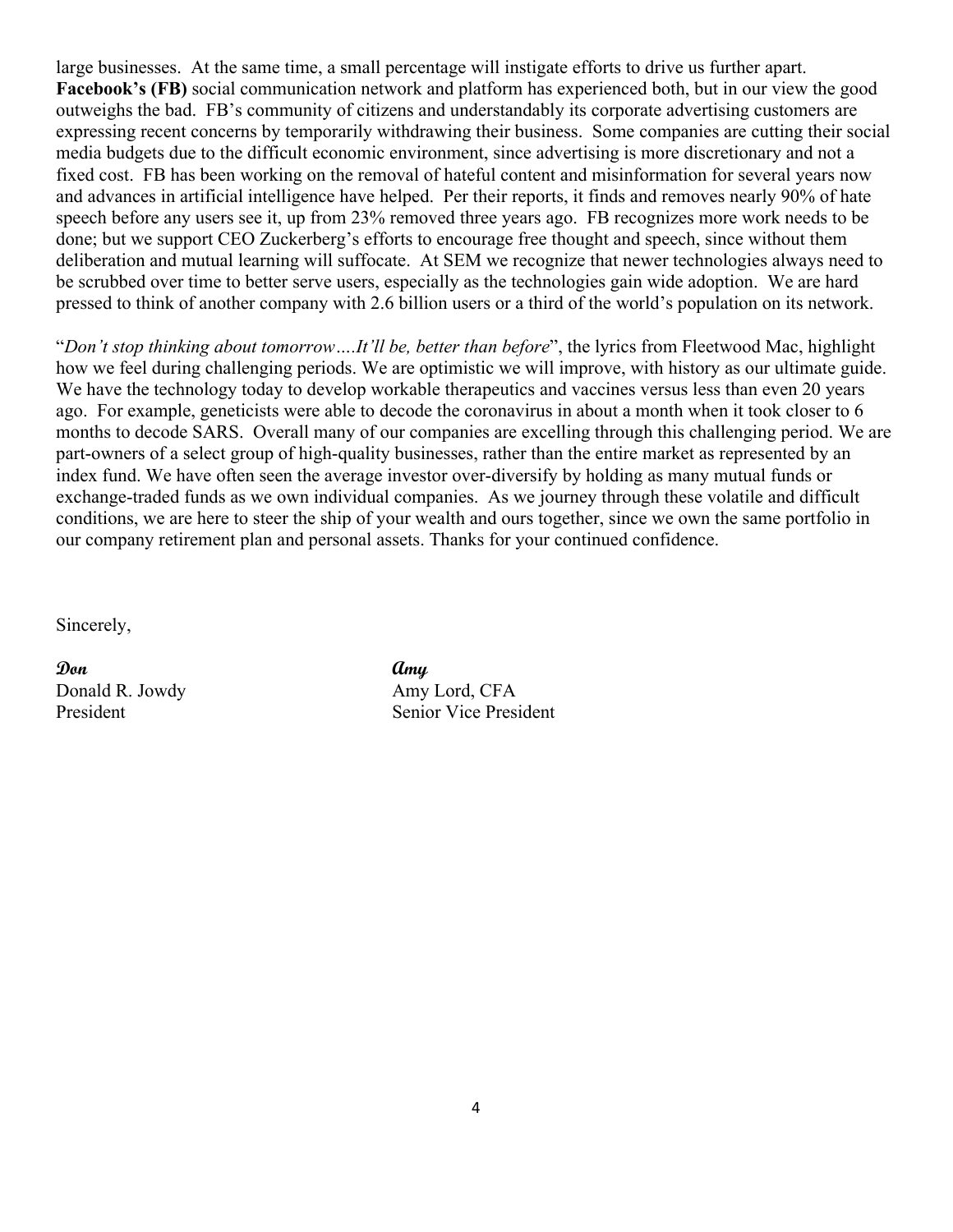large businesses. At the same time, a small percentage will instigate efforts to drive us further apart. **Facebook's (FB)** social communication network and platform has experienced both, but in our view the good outweighs the bad. FB's community of citizens and understandably its corporate advertising customers are expressing recent concerns by temporarily withdrawing their business. Some companies are cutting their social media budgets due to the difficult economic environment, since advertising is more discretionary and not a fixed cost. FB has been working on the removal of hateful content and misinformation for several years now and advances in artificial intelligence have helped. Per their reports, it finds and removes nearly 90% of hate speech before any users see it, up from 23% removed three years ago. FB recognizes more work needs to be done; but we support CEO Zuckerberg's efforts to encourage free thought and speech, since without them deliberation and mutual learning will suffocate. At SEM we recognize that newer technologies always need to be scrubbed over time to better serve users, especially as the technologies gain wide adoption. We are hard pressed to think of another company with 2.6 billion users or a third of the world's population on its network.

"*Don't stop thinking about tomorrow….It'll be, better than before*", the lyrics from Fleetwood Mac, highlight how we feel during challenging periods. We are optimistic we will improve, with history as our ultimate guide. We have the technology today to develop workable therapeutics and vaccines versus less than even 20 years ago. For example, geneticists were able to decode the coronavirus in about a month when it took closer to 6 months to decode SARS. Overall many of our companies are excelling through this challenging period. We are part-owners of a select group of high-quality businesses, rather than the entire market as represented by an index fund. We have often seen the average investor over-diversify by holding as many mutual funds or exchange-traded funds as we own individual companies. As we journey through these volatile and difficult conditions, we are here to steer the ship of your wealth and ours together, since we own the same portfolio in our company retirement plan and personal assets. Thanks for your continued confidence.

Sincerely,

| *Don* | *Amy* |
|---|---|
| Donald R. Jowdy | Amy Lord, CFA |
| President | Senior Vice President |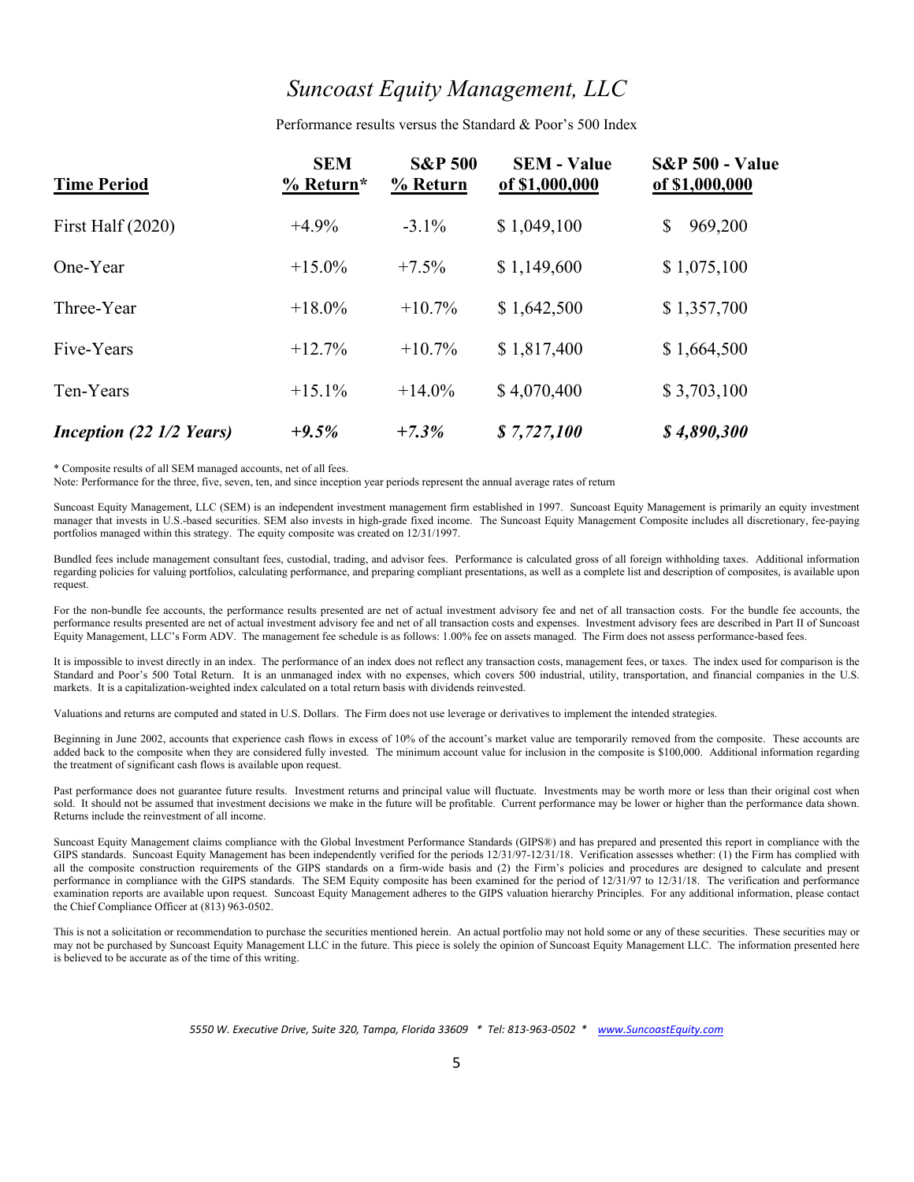# *Suncoast Equity Management, LLC*

Performance results versus the Standard & Poor's 500 Index

| Time Period | SEM % Return* | S&P 500 % Return | SEM - Value of $1,000,000 | S&P 500 - Value of $1,000,000 |
|---|---|---|---|---|
| First Half (2020) | +4.9% | -3.1% | $ 1,049,100 | $ 969,200 |
| One-Year | +15.0% | +7.5% | $ 1,149,600 | $ 1,075,100 |
| Three-Year | +18.0% | +10.7% | $ 1,642,500 | $ 1,357,700 |
| Five-Years | +12.7% | +10.7% | $ 1,817,400 | $ 1,664,500 |
| Ten-Years | +15.1% | +14.0% | $ 4,070,400 | $ 3,703,100 |
| ***Inception (22 1/2 Years)*** | ***+9.5%*** | ***+7.3%*** | ***$ 7,727,100*** | ***$ 4,890,300*** |

* Composite results of all SEM managed accounts, net of all fees.

Note: Performance for the three, five, seven, ten, and since inception year periods represent the annual average rates of return

Suncoast Equity Management, LLC (SEM) is an independent investment management firm established in 1997. Suncoast Equity Management is primarily an equity investment manager that invests in U.S.-based securities. SEM also invests in high-grade fixed income. The Suncoast Equity Management Composite includes all discretionary, fee-paying portfolios managed within this strategy. The equity composite was created on 12/31/1997.

Bundled fees include management consultant fees, custodial, trading, and advisor fees. Performance is calculated gross of all foreign withholding taxes. Additional information regarding policies for valuing portfolios, calculating performance, and preparing compliant presentations, as well as a complete list and description of composites, is available upon request.

For the non-bundle fee accounts, the performance results presented are net of actual investment advisory fee and net of all transaction costs. For the bundle fee accounts, the performance results presented are net of actual investment advisory fee and net of all transaction costs and expenses. Investment advisory fees are described in Part II of Suncoast Equity Management, LLC's Form ADV. The management fee schedule is as follows: 1.00% fee on assets managed. The Firm does not assess performance-based fees.

It is impossible to invest directly in an index. The performance of an index does not reflect any transaction costs, management fees, or taxes. The index used for comparison is the Standard and Poor's 500 Total Return. It is an unmanaged index with no expenses, which covers 500 industrial, utility, transportation, and financial companies in the U.S. markets. It is a capitalization-weighted index calculated on a total return basis with dividends reinvested.

Valuations and returns are computed and stated in U.S. Dollars. The Firm does not use leverage or derivatives to implement the intended strategies.

Beginning in June 2002, accounts that experience cash flows in excess of 10% of the account's market value are temporarily removed from the composite. These accounts are added back to the composite when they are considered fully invested. The minimum account value for inclusion in the composite is $100,000. Additional information regarding the treatment of significant cash flows is available upon request.

Past performance does not guarantee future results. Investment returns and principal value will fluctuate. Investments may be worth more or less than their original cost when sold. It should not be assumed that investment decisions we make in the future will be profitable. Current performance may be lower or higher than the performance data shown. Returns include the reinvestment of all income.

Suncoast Equity Management claims compliance with the Global Investment Performance Standards (GIPS®) and has prepared and presented this report in compliance with the GIPS standards. Suncoast Equity Management has been independently verified for the periods 12/31/97-12/31/18. Verification assesses whether: (1) the Firm has complied with all the composite construction requirements of the GIPS standards on a firm-wide basis and (2) the Firm's policies and procedures are designed to calculate and present performance in compliance with the GIPS standards. The SEM Equity composite has been examined for the period of 12/31/97 to 12/31/18. The verification and performance examination reports are available upon request. Suncoast Equity Management adheres to the GIPS valuation hierarchy Principles. For any additional information, please contact the Chief Compliance Officer at (813) 963-0502.

This is not a solicitation or recommendation to purchase the securities mentioned herein. An actual portfolio may not hold some or any of these securities. These securities may or may not be purchased by Suncoast Equity Management LLC in the future. This piece is solely the opinion of Suncoast Equity Management LLC. The information presented here is believed to be accurate as of the time of this writing.

*5550 W. Executive Drive, Suite 320, Tampa, Florida 33609 * Tel: 813-963-0502 * [www.SuncoastEquity.com](http://www.SuncoastEquity.com)*